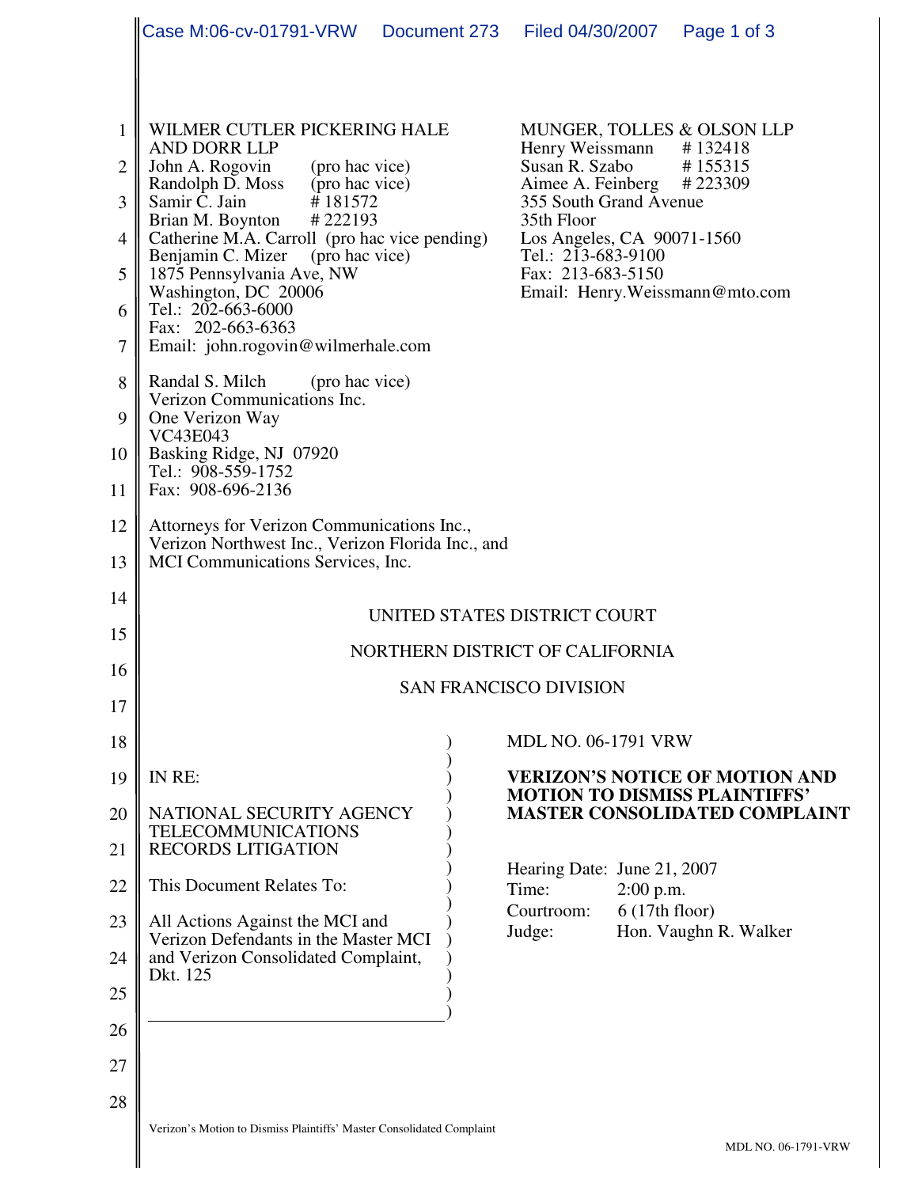WILMER CUTLER PICKERING HALE AND DORR LLP
John A. Rogovin (pro hac vice)
Randolph D. Moss (pro hac vice)
Samir C. Jain # 181572
Brian M. Boynton # 222193
Catherine M.A. Carroll (pro hac vice pending)
Benjamin C. Mizer (pro hac vice)
1875 Pennsylvania Ave, NW
Washington, DC 20006
Tel.: 202-663-6000
Fax: 202-663-6363
Email: john.rogovin@wilmerhale.com

Randal S. Milch (pro hac vice)
Verizon Communications Inc.
One Verizon Way
VC43E043
Basking Ridge, NJ 07920
Tel.: 908-559-1752
Fax: 908-696-2136

MUNGER, TOLLES & OLSON LLP
Henry Weissmann # 132418
Susan R. Szabo # 155315
Aimee A. Feinberg # 223309
355 South Grand Avenue
35th Floor
Los Angeles, CA 90071-1560
Tel.: 213-683-9100
Fax: 213-683-5150
Email: Henry.Weissmann@mto.com

Attorneys for Verizon Communications Inc., Verizon Northwest Inc., Verizon Florida Inc., and MCI Communications Services, Inc.

UNITED STATES DISTRICT COURT

NORTHERN DISTRICT OF CALIFORNIA

SAN FRANCISCO DIVISION

IN RE:

NATIONAL SECURITY AGENCY TELECOMMUNICATIONS RECORDS LITIGATION

This Document Relates To:

All Actions Against the MCI and Verizon Defendants in the Master MCI and Verizon Consolidated Complaint, Dkt. 125

MDL NO. 06-1791 VRW

**VERIZON'S NOTICE OF MOTION AND MOTION TO DISMISS PLAINTIFFS' MASTER CONSOLIDATED COMPLAINT**

Hearing Date: June 21, 2007
Time: 2:00 p.m.
Courtroom: 6 (17th floor)
Judge: Hon. Vaughn R. Walker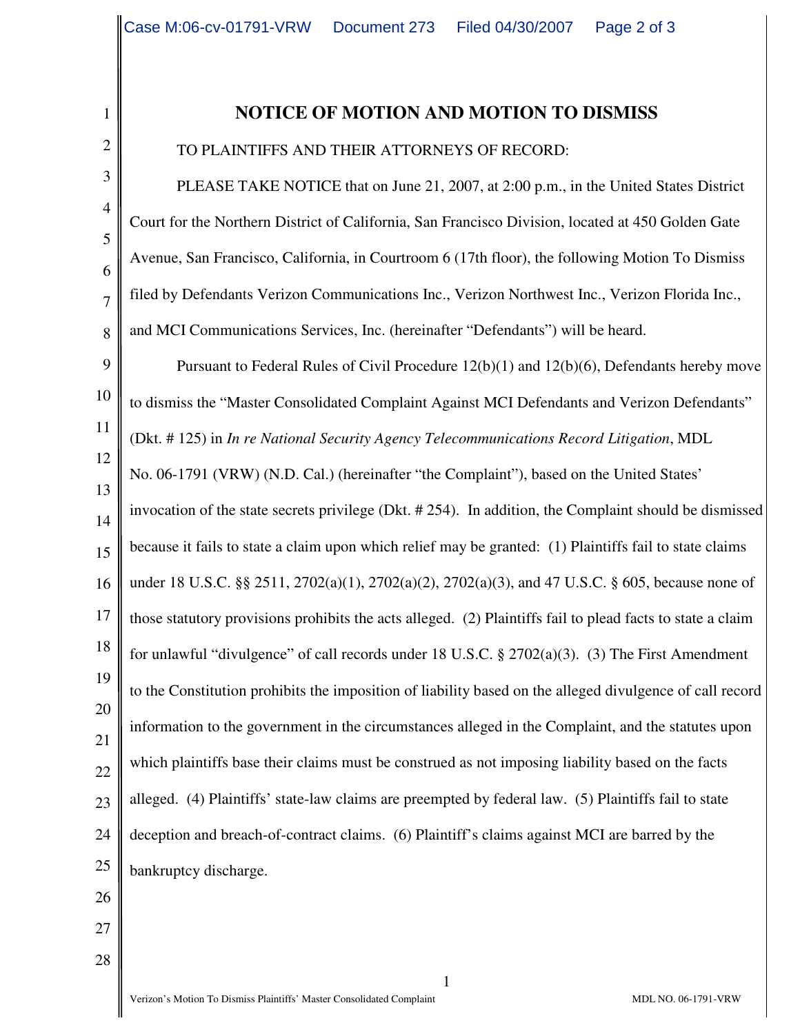# NOTICE OF MOTION AND MOTION TO DISMISS

TO PLAINTIFFS AND THEIR ATTORNEYS OF RECORD:

PLEASE TAKE NOTICE that on June 21, 2007, at 2:00 p.m., in the United States District Court for the Northern District of California, San Francisco Division, located at 450 Golden Gate Avenue, San Francisco, California, in Courtroom 6 (17th floor), the following Motion To Dismiss filed by Defendants Verizon Communications Inc., Verizon Northwest Inc., Verizon Florida Inc., and MCI Communications Services, Inc. (hereinafter "Defendants") will be heard.

Pursuant to Federal Rules of Civil Procedure 12(b)(1) and 12(b)(6), Defendants hereby move to dismiss the "Master Consolidated Complaint Against MCI Defendants and Verizon Defendants" (Dkt. # 125) in *In re National Security Agency Telecommunications Record Litigation*, MDL No. 06-1791 (VRW) (N.D. Cal.) (hereinafter "the Complaint"), based on the United States' invocation of the state secrets privilege (Dkt. # 254). In addition, the Complaint should be dismissed because it fails to state a claim upon which relief may be granted: (1) Plaintiffs fail to state claims under 18 U.S.C. §§ 2511, 2702(a)(1), 2702(a)(2), 2702(a)(3), and 47 U.S.C. § 605, because none of those statutory provisions prohibits the acts alleged. (2) Plaintiffs fail to plead facts to state a claim for unlawful "divulgence" of call records under 18 U.S.C. § 2702(a)(3). (3) The First Amendment to the Constitution prohibits the imposition of liability based on the alleged divulgence of call record information to the government in the circumstances alleged in the Complaint, and the statutes upon which plaintiffs base their claims must be construed as not imposing liability based on the facts alleged. (4) Plaintiffs' state-law claims are preempted by federal law. (5) Plaintiffs fail to state deception and breach-of-contract claims. (6) Plaintiff's claims against MCI are barred by the bankruptcy discharge.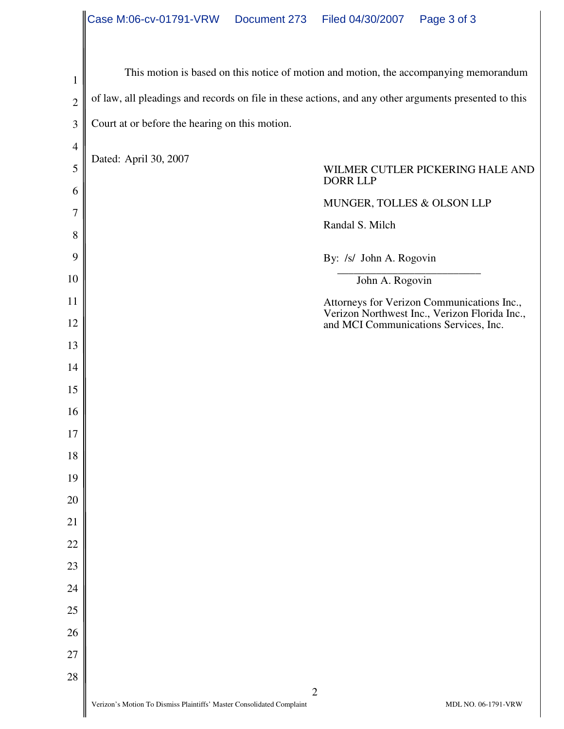This motion is based on this notice of motion and motion, the accompanying memorandum of law, all pleadings and records on file in these actions, and any other arguments presented to this Court at or before the hearing on this motion.

Dated: April 30, 2007

WILMER CUTLER PICKERING HALE AND DORR LLP

MUNGER, TOLLES & OLSON LLP

Randal S. Milch

By: /s/ John A. Rogovin
\_\_\_\_\_\_\_\_\_\_\_\_\_\_\_\_\_\_\_\_\_\_\_\_\_\_
John A. Rogovin

Attorneys for Verizon Communications Inc., Verizon Northwest Inc., Verizon Florida Inc., and MCI Communications Services, Inc.